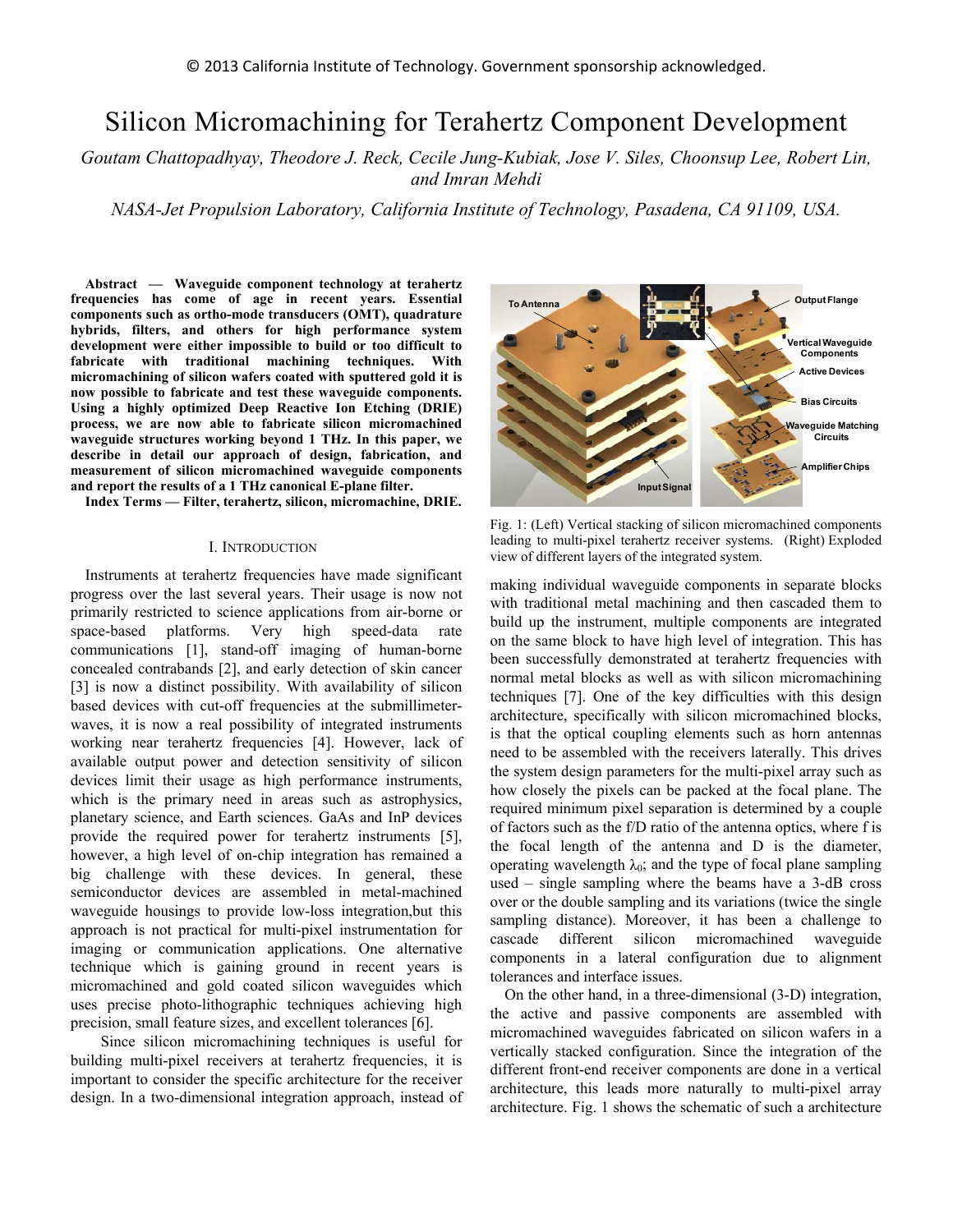© 2013 California Institute of Technology. Government sponsorship acknowledged.

# Silicon Micromachining for Terahertz Component Development

*Goutam Chattopadhyay, Theodore J. Reck, Cecile Jung-Kubiak, Jose V. Siles, Choonsup Lee, Robert Lin, and Imran Mehdi*

*NASA-Jet Propulsion Laboratory, California Institute of Technology, Pasadena, CA 91109, USA.*

**Abstract — Waveguide component technology at terahertz frequencies has come of age in recent years. Essential components such as ortho-mode transducers (OMT), quadrature hybrids, filters, and others for high performance system development were either impossible to build or too difficult to fabricate with traditional machining techniques. With micromachining of silicon wafers coated with sputtered gold it is now possible to fabricate and test these waveguide components. Using a highly optimized Deep Reactive Ion Etching (DRIE) process, we are now able to fabricate silicon micromachined waveguide structures working beyond 1 THz. In this paper, we describe in detail our approach of design, fabrication, and measurement of silicon micromachined waveguide components and report the results of a 1 THz canonical E-plane filter.**

**Index Terms — Filter, terahertz, silicon, micromachine, DRIE.**

## I. Introduction

Instruments at terahertz frequencies have made significant progress over the last several years. Their usage is now not primarily restricted to science applications from air-borne or space-based platforms. Very high speed-data rate communications [1], stand-off imaging of human-borne concealed contrabands [2], and early detection of skin cancer [3] is now a distinct possibility. With availability of silicon based devices with cut-off frequencies at the submillimeter-waves, it is now a real possibility of integrated instruments working near terahertz frequencies [4]. However, lack of available output power and detection sensitivity of silicon devices limit their usage as high performance instruments, which is the primary need in areas such as astrophysics, planetary science, and Earth sciences. GaAs and InP devices provide the required power for terahertz instruments [5], however, a high level of on-chip integration has remained a big challenge with these devices. In general, these semiconductor devices are assembled in metal-machined waveguide housings to provide low-loss integration,but this approach is not practical for multi-pixel instrumentation for imaging or communication applications. One alternative technique which is gaining ground in recent years is micromachined and gold coated silicon waveguides which uses precise photo-lithographic techniques achieving high precision, small feature sizes, and excellent tolerances [6].

Since silicon micromachining techniques is useful for building multi-pixel receivers at terahertz frequencies, it is important to consider the specific architecture for the receiver design. In a two-dimensional integration approach, instead of making individual waveguide components in separate blocks with traditional metal machining and then cascaded them to build up the instrument, multiple components are integrated on the same block to have high level of integration. This has been successfully demonstrated at terahertz frequencies with normal metal blocks as well as with silicon micromachining techniques [7]. One of the key difficulties with this design architecture, specifically with silicon micromachined blocks, is that the optical coupling elements such as horn antennas need to be assembled with the receivers laterally. This drives the system design parameters for the multi-pixel array such as how closely the pixels can be packed at the focal plane. The required minimum pixel separation is determined by a couple of factors such as the f/D ratio of the antenna optics, where f is the focal length of the antenna and D is the diameter, operating wavelength $\lambda_0$; and the type of focal plane sampling used – single sampling where the beams have a 3-dB cross over or the double sampling and its variations (twice the single sampling distance). Moreover, it has been a challenge to cascade different silicon micromachined waveguide components in a lateral configuration due to alignment tolerances and interface issues.

Fig. 1: (Left) Vertical stacking of silicon micromachined components leading to multi-pixel terahertz receiver systems. (Right) Exploded view of different layers of the integrated system.

On the other hand, in a three-dimensional (3-D) integration, the active and passive components are assembled with micromachined waveguides fabricated on silicon wafers in a vertically stacked configuration. Since the integration of the different front-end receiver components are done in a vertical architecture, this leads more naturally to multi-pixel array architecture. Fig. 1 shows the schematic of such a architecture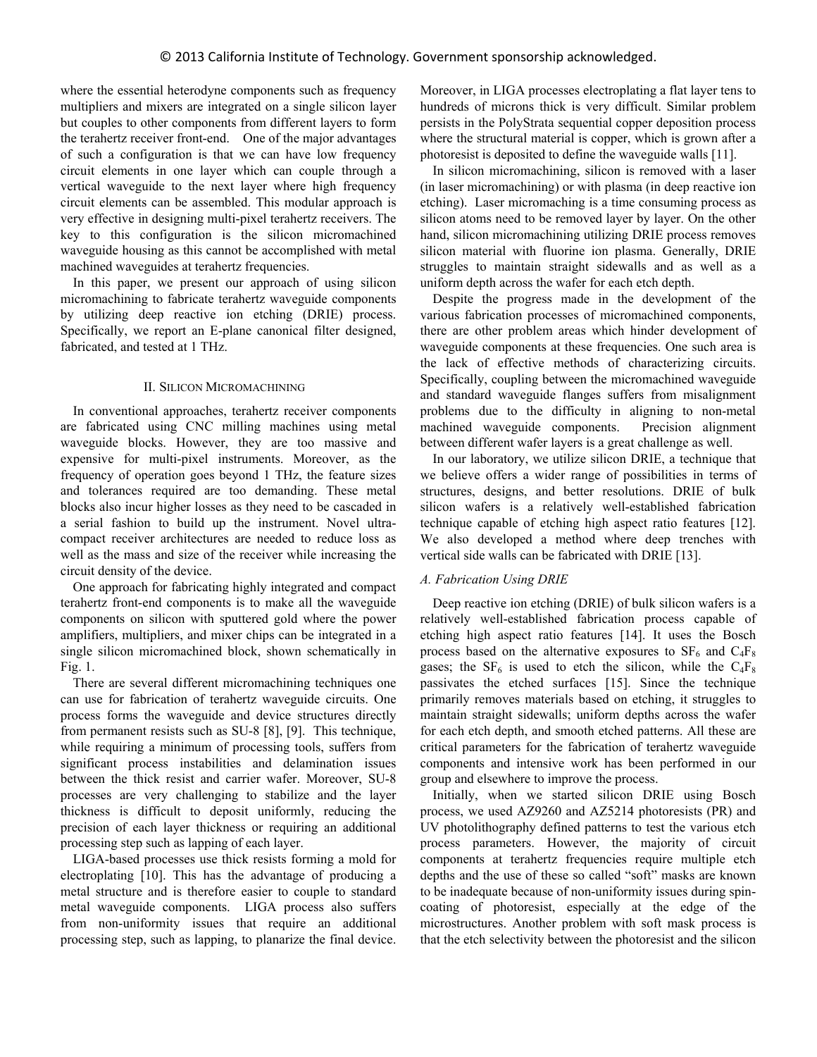where the essential heterodyne components such as frequency multipliers and mixers are integrated on a single silicon layer but couples to other components from different layers to form the terahertz receiver front-end. One of the major advantages of such a configuration is that we can have low frequency circuit elements in one layer which can couple through a vertical waveguide to the next layer where high frequency circuit elements can be assembled. This modular approach is very effective in designing multi-pixel terahertz receivers. The key to this configuration is the silicon micromachined waveguide housing as this cannot be accomplished with metal machined waveguides at terahertz frequencies.

In this paper, we present our approach of using silicon micromachining to fabricate terahertz waveguide components by utilizing deep reactive ion etching (DRIE) process. Specifically, we report an E-plane canonical filter designed, fabricated, and tested at 1 THz.

## II. Silicon Micromachining

In conventional approaches, terahertz receiver components are fabricated using CNC milling machines using metal waveguide blocks. However, they are too massive and expensive for multi-pixel instruments. Moreover, as the frequency of operation goes beyond 1 THz, the feature sizes and tolerances required are too demanding. These metal blocks also incur higher losses as they need to be cascaded in a serial fashion to build up the instrument. Novel ultra-compact receiver architectures are needed to reduce loss as well as the mass and size of the receiver while increasing the circuit density of the device.

One approach for fabricating highly integrated and compact terahertz front-end components is to make all the waveguide components on silicon with sputtered gold where the power amplifiers, multipliers, and mixer chips can be integrated in a single silicon micromachined block, shown schematically in Fig. 1.

There are several different micromachining techniques one can use for fabrication of terahertz waveguide circuits. One process forms the waveguide and device structures directly from permanent resists such as SU-8 [8], [9]. This technique, while requiring a minimum of processing tools, suffers from significant process instabilities and delamination issues between the thick resist and carrier wafer. Moreover, SU-8 processes are very challenging to stabilize and the layer thickness is difficult to deposit uniformly, reducing the precision of each layer thickness or requiring an additional processing step such as lapping of each layer.

LIGA-based processes use thick resists forming a mold for electroplating [10]. This has the advantage of producing a metal structure and is therefore easier to couple to standard metal waveguide components. LIGA process also suffers from non-uniformity issues that require an additional processing step, such as lapping, to planarize the final device. Moreover, in LIGA processes electroplating a flat layer tens to hundreds of microns thick is very difficult. Similar problem persists in the PolyStrata sequential copper deposition process where the structural material is copper, which is grown after a photoresist is deposited to define the waveguide walls [11].

In silicon micromachining, silicon is removed with a laser (in laser micromachining) or with plasma (in deep reactive ion etching). Laser micromaching is a time consuming process as silicon atoms need to be removed layer by layer. On the other hand, silicon micromachining utilizing DRIE process removes silicon material with fluorine ion plasma. Generally, DRIE struggles to maintain straight sidewalls and as well as a uniform depth across the wafer for each etch depth.

Despite the progress made in the development of the various fabrication processes of micromachined components, there are other problem areas which hinder development of waveguide components at these frequencies. One such area is the lack of effective methods of characterizing circuits. Specifically, coupling between the micromachined waveguide and standard waveguide flanges suffers from misalignment problems due to the difficulty in aligning to non-metal machined waveguide components. Precision alignment between different wafer layers is a great challenge as well.

In our laboratory, we utilize silicon DRIE, a technique that we believe offers a wider range of possibilities in terms of structures, designs, and better resolutions. DRIE of bulk silicon wafers is a relatively well-established fabrication technique capable of etching high aspect ratio features [12]. We also developed a method where deep trenches with vertical side walls can be fabricated with DRIE [13].

### *A. Fabrication Using DRIE*

Deep reactive ion etching (DRIE) of bulk silicon wafers is a relatively well-established fabrication process capable of etching high aspect ratio features [14]. It uses the Bosch process based on the alternative exposures to $SF_6$ and $C_4F_8$ gases; the $SF_6$ is used to etch the silicon, while the $C_4F_8$ passivates the etched surfaces [15]. Since the technique primarily removes materials based on etching, it struggles to maintain straight sidewalls; uniform depths across the wafer for each etch depth, and smooth etched patterns. All these are critical parameters for the fabrication of terahertz waveguide components and intensive work has been performed in our group and elsewhere to improve the process.

Initially, when we started silicon DRIE using Bosch process, we used AZ9260 and AZ5214 photoresists (PR) and UV photolithography defined patterns to test the various etch process parameters. However, the majority of circuit components at terahertz frequencies require multiple etch depths and the use of these so called "soft" masks are known to be inadequate because of non-uniformity issues during spin-coating of photoresist, especially at the edge of the microstructures. Another problem with soft mask process is that the etch selectivity between the photoresist and the silicon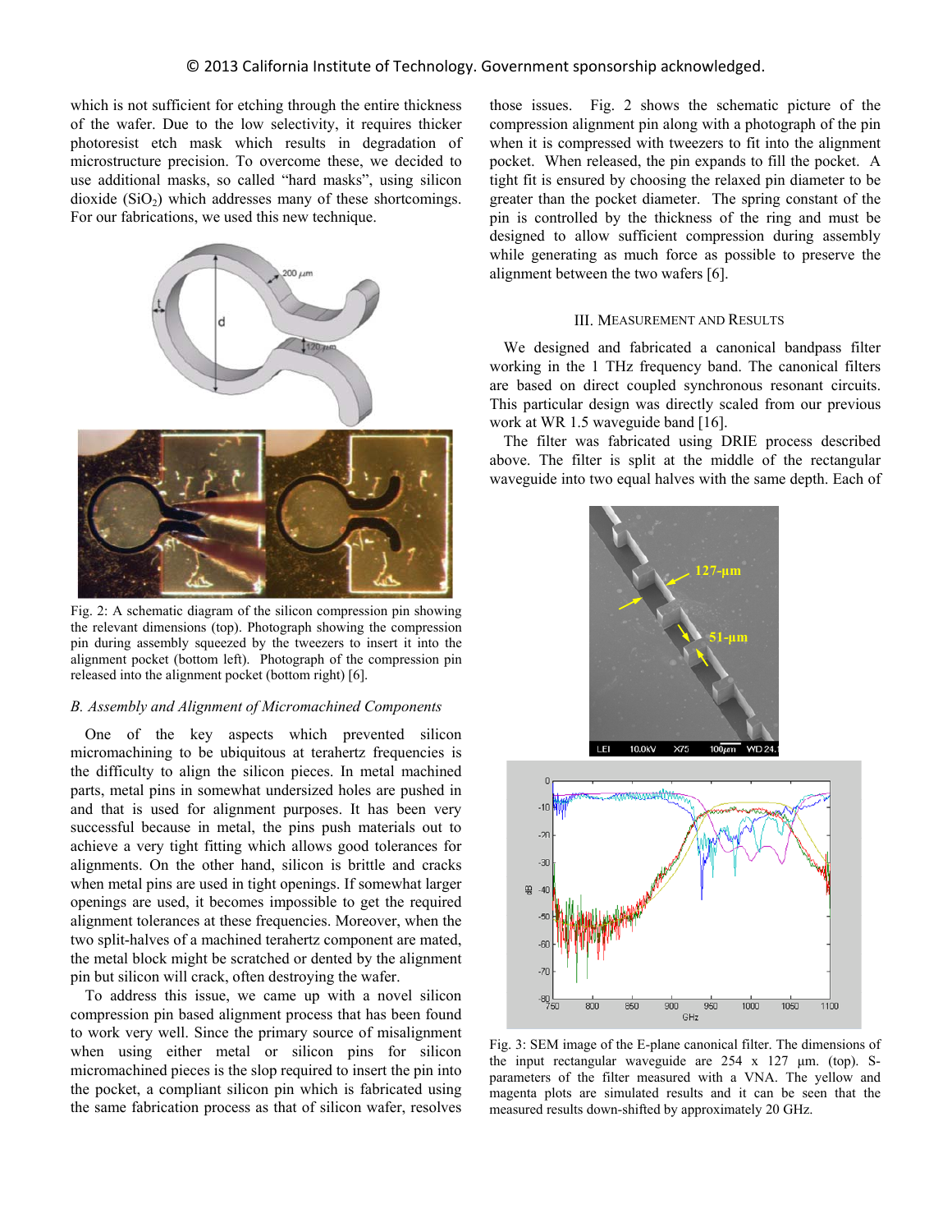which is not sufficient for etching through the entire thickness of the wafer. Due to the low selectivity, it requires thicker photoresist etch mask which results in degradation of microstructure precision. To overcome these, we decided to use additional masks, so called "hard masks", using silicon dioxide ($SiO_2$) which addresses many of these shortcomings. For our fabrications, we used this new technique.

Fig. 2: A schematic diagram of the silicon compression pin showing the relevant dimensions (top). Photograph showing the compression pin during assembly squeezed by the tweezers to insert it into the alignment pocket (bottom left). Photograph of the compression pin released into the alignment pocket (bottom right) [6].

### *B. Assembly and Alignment of Micromachined Components*

One of the key aspects which prevented silicon micromachining to be ubiquitous at terahertz frequencies is the difficulty to align the silicon pieces. In metal machined parts, metal pins in somewhat undersized holes are pushed in and that is used for alignment purposes. It has been very successful because in metal, the pins push materials out to achieve a very tight fitting which allows good tolerances for alignments. On the other hand, silicon is brittle and cracks when metal pins are used in tight openings. If somewhat larger openings are used, it becomes impossible to get the required alignment tolerances at these frequencies. Moreover, when the two split-halves of a machined terahertz component are mated, the metal block might be scratched or dented by the alignment pin but silicon will crack, often destroying the wafer.

To address this issue, we came up with a novel silicon compression pin based alignment process that has been found to work very well. Since the primary source of misalignment when using either metal or silicon pins for silicon micromachined pieces is the slop required to insert the pin into the pocket, a compliant silicon pin which is fabricated using the same fabrication process as that of silicon wafer, resolves those issues. Fig. 2 shows the schematic picture of the compression alignment pin along with a photograph of the pin when it is compressed with tweezers to fit into the alignment pocket. When released, the pin expands to fill the pocket. A tight fit is ensured by choosing the relaxed pin diameter to be greater than the pocket diameter. The spring constant of the pin is controlled by the thickness of the ring and must be designed to allow sufficient compression during assembly while generating as much force as possible to preserve the alignment between the two wafers [6].

## III. Measurement and Results

We designed and fabricated a canonical bandpass filter working in the 1 THz frequency band. The canonical filters are based on direct coupled synchronous resonant circuits. This particular design was directly scaled from our previous work at WR 1.5 waveguide band [16].

The filter was fabricated using DRIE process described above. The filter is split at the middle of the rectangular waveguide into two equal halves with the same depth. Each of

Fig. 3: SEM image of the E-plane canonical filter. The dimensions of the input rectangular waveguide are 254 x 127 µm. (top). S-parameters of the filter measured with a VNA. The yellow and magenta plots are simulated results and it can be seen that the measured results down-shifted by approximately 20 GHz.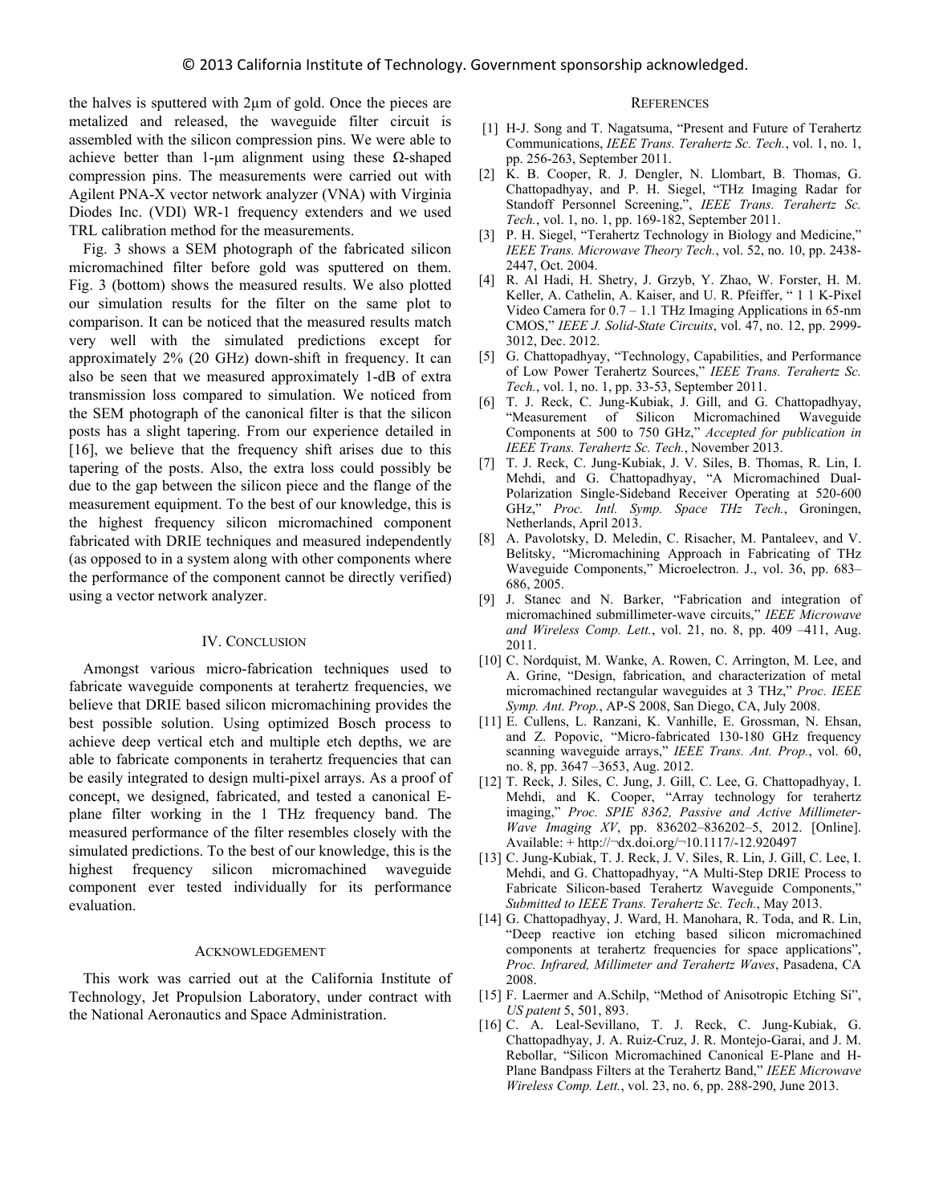the halves is sputtered with 2μm of gold. Once the pieces are metalized and released, the waveguide filter circuit is assembled with the silicon compression pins. We were able to achieve better than 1-μm alignment using these Ω-shaped compression pins. The measurements were carried out with Agilent PNA-X vector network analyzer (VNA) with Virginia Diodes Inc. (VDI) WR-1 frequency extenders and we used TRL calibration method for the measurements.

Fig. 3 shows a SEM photograph of the fabricated silicon micromachined filter before gold was sputtered on them. Fig. 3 (bottom) shows the measured results. We also plotted our simulation results for the filter on the same plot to comparison. It can be noticed that the measured results match very well with the simulated predictions except for approximately 2% (20 GHz) down-shift in frequency. It can also be seen that we measured approximately 1-dB of extra transmission loss compared to simulation. We noticed from the SEM photograph of the canonical filter is that the silicon posts has a slight tapering. From our experience detailed in [16], we believe that the frequency shift arises due to this tapering of the posts. Also, the extra loss could possibly be due to the gap between the silicon piece and the flange of the measurement equipment. To the best of our knowledge, this is the highest frequency silicon micromachined component fabricated with DRIE techniques and measured independently (as opposed to in a system along with other components where the performance of the component cannot be directly verified) using a vector network analyzer.

## IV. Conclusion

Amongst various micro-fabrication techniques used to fabricate waveguide components at terahertz frequencies, we believe that DRIE based silicon micromachining provides the best possible solution. Using optimized Bosch process to achieve deep vertical etch and multiple etch depths, we are able to fabricate components in terahertz frequencies that can be easily integrated to design multi-pixel arrays. As a proof of concept, we designed, fabricated, and tested a canonical E-plane filter working in the 1 THz frequency band. The measured performance of the filter resembles closely with the simulated predictions. To the best of our knowledge, this is the highest frequency silicon micromachined waveguide component ever tested individually for its performance evaluation.

## Acknowledgement

This work was carried out at the California Institute of Technology, Jet Propulsion Laboratory, under contract with the National Aeronautics and Space Administration.

## References

[1] H-J. Song and T. Nagatsuma, "Present and Future of Terahertz Communications, *IEEE Trans. Terahertz Sc. Tech.*, vol. 1, no. 1, pp. 256-263, September 2011.

[2] K. B. Cooper, R. J. Dengler, N. Llombart, B. Thomas, G. Chattopadhyay, and P. H. Siegel, "THz Imaging Radar for Standoff Personnel Screening,", *IEEE Trans. Terahertz Sc. Tech.*, vol. 1, no. 1, pp. 169-182, September 2011.

[3] P. H. Siegel, "Terahertz Technology in Biology and Medicine," *IEEE Trans. Microwave Theory Tech.*, vol. 52, no. 10, pp. 2438-2447, Oct. 2004.

[4] R. Al Hadi, H. Shetry, J. Grzyb, Y. Zhao, W. Forster, H. M. Keller, A. Cathelin, A. Kaiser, and U. R. Pfeiffer, " 1 1 K-Pixel Video Camera for 0.7 – 1.1 THz Imaging Applications in 65-nm CMOS," *IEEE J. Solid-State Circuits*, vol. 47, no. 12, pp. 2999-3012, Dec. 2012.

[5] G. Chattopadhyay, "Technology, Capabilities, and Performance of Low Power Terahertz Sources," *IEEE Trans. Terahertz Sc. Tech.*, vol. 1, no. 1, pp. 33-53, September 2011.

[6] T. J. Reck, C. Jung-Kubiak, J. Gill, and G. Chattopadhyay, "Measurement of Silicon Micromachined Waveguide Components at 500 to 750 GHz," *Accepted for publication in IEEE Trans. Terahertz Sc. Tech.*, November 2013.

[7] T. J. Reck, C. Jung-Kubiak, J. V. Siles, B. Thomas, R. Lin, I. Mehdi, and G. Chattopadhyay, "A Micromachined Dual-Polarization Single-Sideband Receiver Operating at 520-600 GHz," *Proc. Intl. Symp. Space THz Tech.*, Groningen, Netherlands, April 2013.

[8] A. Pavolotsky, D. Meledin, C. Risacher, M. Pantaleev, and V. Belitsky, "Micromachining Approach in Fabricating of THz Waveguide Components," Microelectron. J., vol. 36, pp. 683–686, 2005.

[9] J. Stanec and N. Barker, "Fabrication and integration of micromachined submillimeter-wave circuits," *IEEE Microwave and Wireless Comp. Lett.*, vol. 21, no. 8, pp. 409 –411, Aug. 2011.

[10] C. Nordquist, M. Wanke, A. Rowen, C. Arrington, M. Lee, and A. Grine, "Design, fabrication, and characterization of metal micromachined rectangular waveguides at 3 THz," *Proc. IEEE Symp. Ant. Prop.*, AP-S 2008, San Diego, CA, July 2008.

[11] E. Cullens, L. Ranzani, K. Vanhille, E. Grossman, N. Ehsan, and Z. Popovic, "Micro-fabricated 130-180 GHz frequency scanning waveguide arrays," *IEEE Trans. Ant. Prop.*, vol. 60, no. 8, pp. 3647 –3653, Aug. 2012.

[12] T. Reck, J. Siles, C. Jung, J. Gill, C. Lee, G. Chattopadhyay, I. Mehdi, and K. Cooper, "Array technology for terahertz imaging," *Proc. SPIE 8362, Passive and Active Millimeter-Wave Imaging XV*, pp. 836202–836202–5, 2012. [Online]. Available: + http://¬dx.doi.org/¬10.1117/-12.920497

[13] C. Jung-Kubiak, T. J. Reck, J. V. Siles, R. Lin, J. Gill, C. Lee, I. Mehdi, and G. Chattopadhyay, "A Multi-Step DRIE Process to Fabricate Silicon-based Terahertz Waveguide Components," *Submitted to IEEE Trans. Terahertz Sc. Tech.*, May 2013.

[14] G. Chattopadhyay, J. Ward, H. Manohara, R. Toda, and R. Lin, "Deep reactive ion etching based silicon micromachined components at terahertz frequencies for space applications", *Proc. Infrared, Millimeter and Terahertz Waves*, Pasadena, CA 2008.

[15] F. Laermer and A.Schilp, "Method of Anisotropic Etching Si", *US patent* 5, 501, 893.

[16] C. A. Leal-Sevillano, T. J. Reck, C. Jung-Kubiak, G. Chattopadhyay, J. A. Ruiz-Cruz, J. R. Montejo-Garai, and J. M. Rebollar, "Silicon Micromachined Canonical E-Plane and H-Plane Bandpass Filters at the Terahertz Band," *IEEE Microwave Wireless Comp. Lett.*, vol. 23, no. 6, pp. 288-290, June 2013.